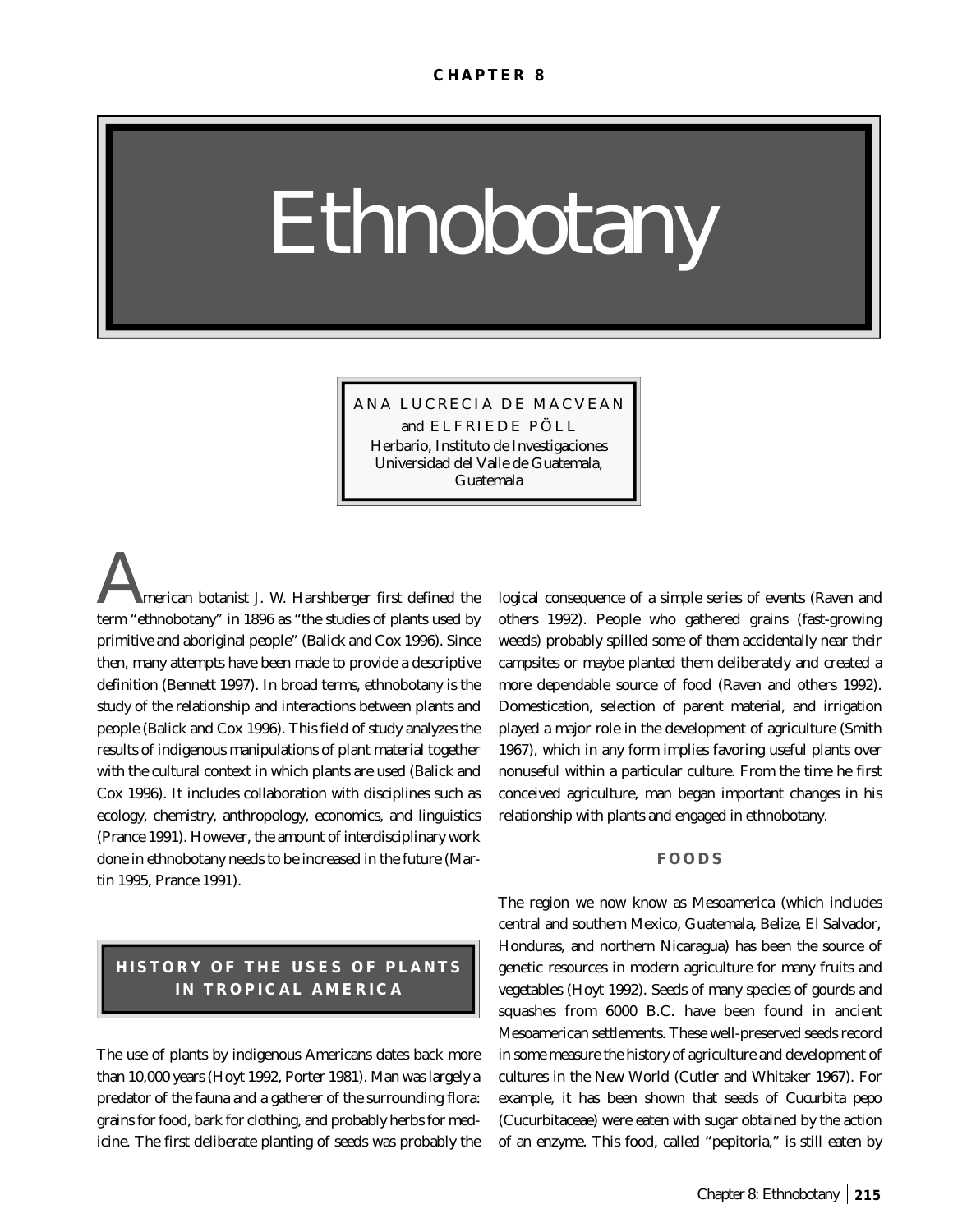CHAPTER 8

# Ethnobotany

ANA LUCRECIA DE MACVEAN
and ELFRIEDE PÖLL
Herbario, Instituto de Investigaciones
Universidad del Valle de Guatemala,
Guatemala

American botanist J. W. Harshberger first defined the term "ethnobotany" in 1896 as "the studies of plants used by primitive and aboriginal people" (Balick and Cox 1996). Since then, many attempts have been made to provide a descriptive definition (Bennett 1997). In broad terms, ethnobotany is the study of the relationship and interactions between plants and people (Balick and Cox 1996). This field of study analyzes the results of indigenous manipulations of plant material together with the cultural context in which plants are used (Balick and Cox 1996). It includes collaboration with disciplines such as ecology, chemistry, anthropology, economics, and linguistics (Prance 1991). However, the amount of interdisciplinary work done in ethnobotany needs to be increased in the future (Martin 1995, Prance 1991).

## HISTORY OF THE USES OF PLANTS IN TROPICAL AMERICA

The use of plants by indigenous Americans dates back more than 10,000 years (Hoyt 1992, Porter 1981). Man was largely a predator of the fauna and a gatherer of the surrounding flora: grains for food, bark for clothing, and probably herbs for medicine. The first deliberate planting of seeds was probably the logical consequence of a simple series of events (Raven and others 1992). People who gathered grains (fast-growing weeds) probably spilled some of them accidentally near their campsites or maybe planted them deliberately and created a more dependable source of food (Raven and others 1992). Domestication, selection of parent material, and irrigation played a major role in the development of agriculture (Smith 1967), which in any form implies favoring useful plants over nonuseful within a particular culture. From the time he first conceived agriculture, man began important changes in his relationship with plants and engaged in ethnobotany.

### FOODS

The region we now know as Mesoamerica (which includes central and southern Mexico, Guatemala, Belize, El Salvador, Honduras, and northern Nicaragua) has been the source of genetic resources in modern agriculture for many fruits and vegetables (Hoyt 1992). Seeds of many species of gourds and squashes from 6000 B.C. have been found in ancient Mesoamerican settlements. These well-preserved seeds record in some measure the history of agriculture and development of cultures in the New World (Cutler and Whitaker 1967). For example, it has been shown that seeds of *Cucurbita pepo* (Cucurbitaceae) were eaten with sugar obtained by the action of an enzyme. This food, called "pepitoria," is still eaten by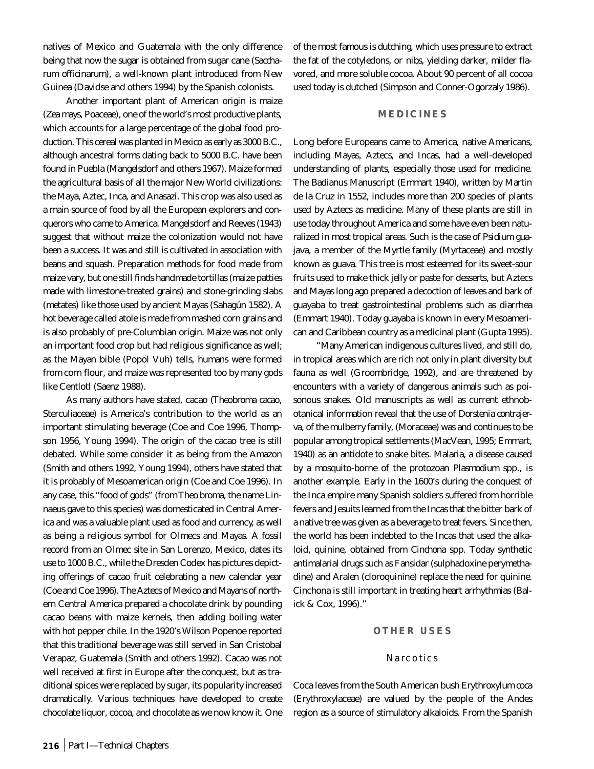natives of Mexico and Guatemala with the only difference being that now the sugar is obtained from sugar cane (*Saccharum officinarum*), a well-known plant introduced from New Guinea (Davidse and others 1994) by the Spanish colonists.

Another important plant of American origin is maize (*Zea mays*, Poaceae), one of the world's most productive plants, which accounts for a large percentage of the global food production. This cereal was planted in Mexico as early as 3000 B.C., although ancestral forms dating back to 5000 B.C. have been found in Puebla (Mangelsdorf and others 1967). Maize formed the agricultural basis of all the major New World civilizations: the Maya, Aztec, Inca, and Anasazi. This crop was also used as a main source of food by all the European explorers and conquerors who came to America. Mangelsdorf and Reeves (1943) suggest that without maize the colonization would not have been a success. It was and still is cultivated in association with beans and squash. Preparation methods for food made from maize vary, but one still finds handmade tortillas (maize patties made with limestone-treated grains) and stone-grinding slabs (metates) like those used by ancient Mayas (Sahagún 1582). A hot beverage called atole is made from mashed corn grains and is also probably of pre-Columbian origin. Maize was not only an important food crop but had religious significance as well; as the Mayan bible (Popol Vuh) tells, humans were formed from corn flour, and maize was represented too by many gods like Centlotl (Saenz 1988).

As many authors have stated, cacao (*Theobroma cacao*, Sterculiaceae) is America's contribution to the world as an important stimulating beverage (Coe and Coe 1996, Thompson 1956, Young 1994). The origin of the cacao tree is still debated. While some consider it as being from the Amazon (Smith and others 1992, Young 1994), others have stated that it is probably of Mesoamerican origin (Coe and Coe 1996). In any case, this "food of gods" (from *Theo broma*, the name Linnaeus gave to this species) was domesticated in Central America and was a valuable plant used as food and currency, as well as being a religious symbol for Olmecs and Mayas. A fossil record from an Olmec site in San Lorenzo, Mexico, dates its use to 1000 B.C., while the Dresden Codex has pictures depicting offerings of cacao fruit celebrating a new calendar year (Coe and Coe 1996). The Aztecs of Mexico and Mayans of northern Central America prepared a chocolate drink by pounding cacao beans with maize kernels, then adding boiling water with hot pepper chile. In the 1920's Wilson Popenoe reported that this traditional beverage was still served in San Cristobal Verapaz, Guatemala (Smith and others 1992). Cacao was not well received at first in Europe after the conquest, but as traditional spices were replaced by sugar, its popularity increased dramatically. Various techniques have developed to create chocolate liquor, cocoa, and chocolate as we now know it. One of the most famous is dutching, which uses pressure to extract the fat of the cotyledons, or nibs, yielding darker, milder flavored, and more soluble cocoa. About 90 percent of all cocoa used today is dutched (Simpson and Conner-Ogorzaly 1986).

## MEDICINES

Long before Europeans came to America, native Americans, including Mayas, Aztecs, and Incas, had a well-developed understanding of plants, especially those used for medicine. The Badianus Manuscript (Emmart 1940), written by Martin de la Cruz in 1552, includes more than 200 species of plants used by Aztecs as medicine. Many of these plants are still in use today throughout America and some have even been naturalized in most tropical areas. Such is the case of *Psidium guajava*, a member of the Myrtle family (Myrtaceae) and mostly known as guava. This tree is most esteemed for its sweet-sour fruits used to make thick jelly or paste for desserts, but Aztecs and Mayas long ago prepared a decoction of leaves and bark of guayaba to treat gastrointestinal problems such as diarrhea (Emmart 1940). Today guayaba is known in every Mesoamerican and Caribbean country as a medicinal plant (Gupta 1995).

"Many American indigenous cultures lived, and still do, in tropical areas which are rich not only in plant diversity but fauna as well (Groombridge, 1992), and are threatened by encounters with a variety of dangerous animals such as poisonous snakes. Old manuscripts as well as current ethnobotanical information reveal that the use of *Dorstenia contrajerva*, of the mulberry family, (Moraceae) was and continues to be popular among tropical settlements (MacVean, 1995; Emmart, 1940) as an antidote to snake bites. Malaria, a disease caused by a mosquito-borne of the protozoan *Plasmodium* spp., is another example. Early in the 1600's during the conquest of the Inca empire many Spanish soldiers suffered from horrible fevers and Jesuits learned from the Incas that the bitter bark of a native tree was given as a beverage to treat fevers. Since then, the world has been indebted to the Incas that used the alkaloid, quinine, obtained from *Cinchona* spp. Today synthetic antimalarial drugs such as Fansidar (sulphadoxine perymethadine) and Aralen (cloroquinine) replace the need for quinine. *Cinchona* is still important in treating heart arrhythmias (Balick & Cox, 1996)."

## OTHER USES

### Narcotics

Coca leaves from the South American bush *Erythroxylum coca* (Erythroxylaceae) are valued by the people of the Andes region as a source of stimulatory alkaloids. From the Spanish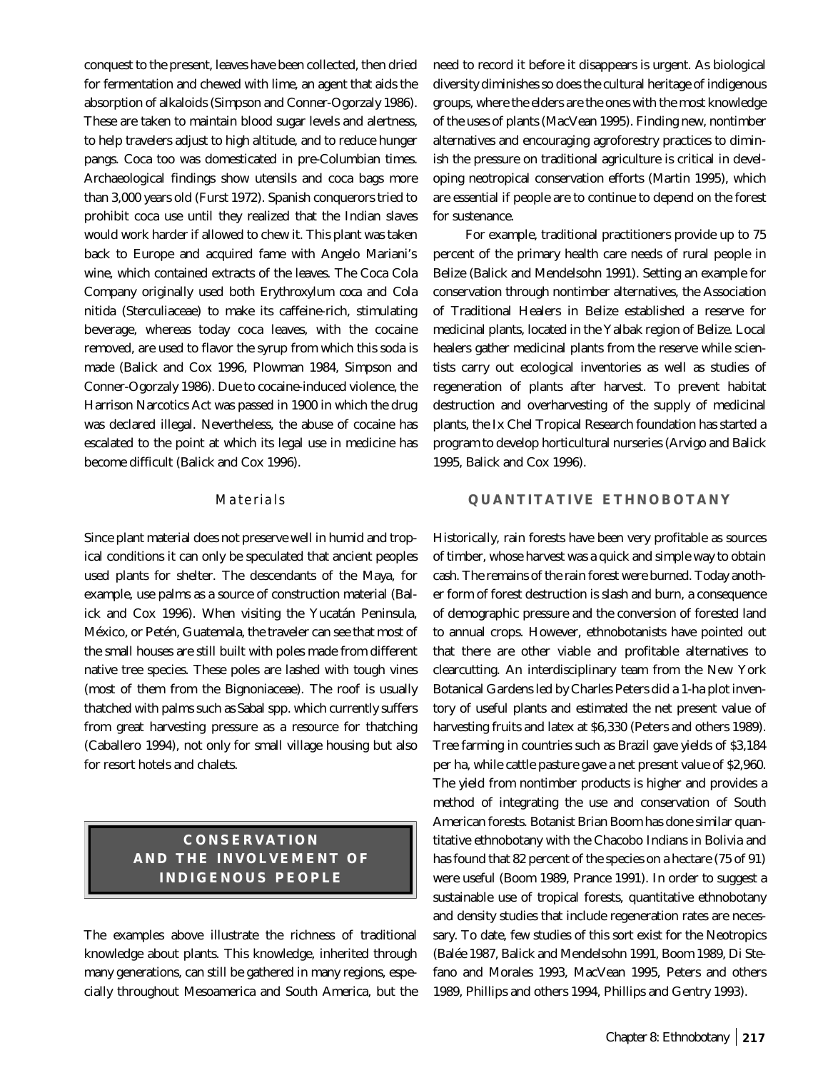conquest to the present, leaves have been collected, then dried for fermentation and chewed with lime, an agent that aids the absorption of alkaloids (Simpson and Conner-Ogorzaly 1986). These are taken to maintain blood sugar levels and alertness, to help travelers adjust to high altitude, and to reduce hunger pangs. Coca too was domesticated in pre-Columbian times. Archaeological findings show utensils and coca bags more than 3,000 years old (Furst 1972). Spanish conquerors tried to prohibit coca use until they realized that the Indian slaves would work harder if allowed to chew it. This plant was taken back to Europe and acquired fame with Angelo Mariani's wine, which contained extracts of the leaves. The Coca Cola Company originally used both Erythroxylum coca and Cola nitida (Sterculiaceae) to make its caffeine-rich, stimulating beverage, whereas today coca leaves, with the cocaine removed, are used to flavor the syrup from which this soda is made (Balick and Cox 1996, Plowman 1984, Simpson and Conner-Ogorzaly 1986). Due to cocaine-induced violence, the Harrison Narcotics Act was passed in 1900 in which the drug was declared illegal. Nevertheless, the abuse of cocaine has escalated to the point at which its legal use in medicine has become difficult (Balick and Cox 1996).

### *Materials*

Since plant material does not preserve well in humid and tropical conditions it can only be speculated that ancient peoples used plants for shelter. The descendants of the Maya, for example, use palms as a source of construction material (Balick and Cox 1996). When visiting the Yucatán Peninsula, México, or Petén, Guatemala, the traveler can see that most of the small houses are still built with poles made from different native tree species. These poles are lashed with tough vines (most of them from the Bignoniaceae). The roof is usually thatched with palms such as Sabal spp. which currently suffers from great harvesting pressure as a resource for thatching (Caballero 1994), not only for small village housing but also for resort hotels and chalets.

## CONSERVATION AND THE INVOLVEMENT OF INDIGENOUS PEOPLE

The examples above illustrate the richness of traditional knowledge about plants. This knowledge, inherited through many generations, can still be gathered in many regions, especially throughout Mesoamerica and South America, but the need to record it before it disappears is urgent. As biological diversity diminishes so does the cultural heritage of indigenous groups, where the elders are the ones with the most knowledge of the uses of plants (MacVean 1995). Finding new, nontimber alternatives and encouraging agroforestry practices to diminish the pressure on traditional agriculture is critical in developing neotropical conservation efforts (Martin 1995), which are essential if people are to continue to depend on the forest for sustenance.

For example, traditional practitioners provide up to 75 percent of the primary health care needs of rural people in Belize (Balick and Mendelsohn 1991). Setting an example for conservation through nontimber alternatives, the Association of Traditional Healers in Belize established a reserve for medicinal plants, located in the Yalbak region of Belize. Local healers gather medicinal plants from the reserve while scientists carry out ecological inventories as well as studies of regeneration of plants after harvest. To prevent habitat destruction and overharvesting of the supply of medicinal plants, the Ix Chel Tropical Research foundation has started a program to develop horticultural nurseries (Arvigo and Balick 1995, Balick and Cox 1996).

## QUANTITATIVE ETHNOBOTANY

Historically, rain forests have been very profitable as sources of timber, whose harvest was a quick and simple way to obtain cash. The remains of the rain forest were burned. Today another form of forest destruction is slash and burn, a consequence of demographic pressure and the conversion of forested land to annual crops. However, ethnobotanists have pointed out that there are other viable and profitable alternatives to clearcutting. An interdisciplinary team from the New York Botanical Gardens led by Charles Peters did a 1-ha plot inventory of useful plants and estimated the net present value of harvesting fruits and latex at $6,330 (Peters and others 1989). Tree farming in countries such as Brazil gave yields of $3,184 per ha, while cattle pasture gave a net present value of $2,960. The yield from nontimber products is higher and provides a method of integrating the use and conservation of South American forests. Botanist Brian Boom has done similar quantitative ethnobotany with the Chacobo Indians in Bolivia and has found that 82 percent of the species on a hectare (75 of 91) were useful (Boom 1989, Prance 1991). In order to suggest a sustainable use of tropical forests, quantitative ethnobotany and density studies that include regeneration rates are necessary. To date, few studies of this sort exist for the Neotropics (Balée 1987, Balick and Mendelsohn 1991, Boom 1989, Di Stefano and Morales 1993, MacVean 1995, Peters and others 1989, Phillips and others 1994, Phillips and Gentry 1993).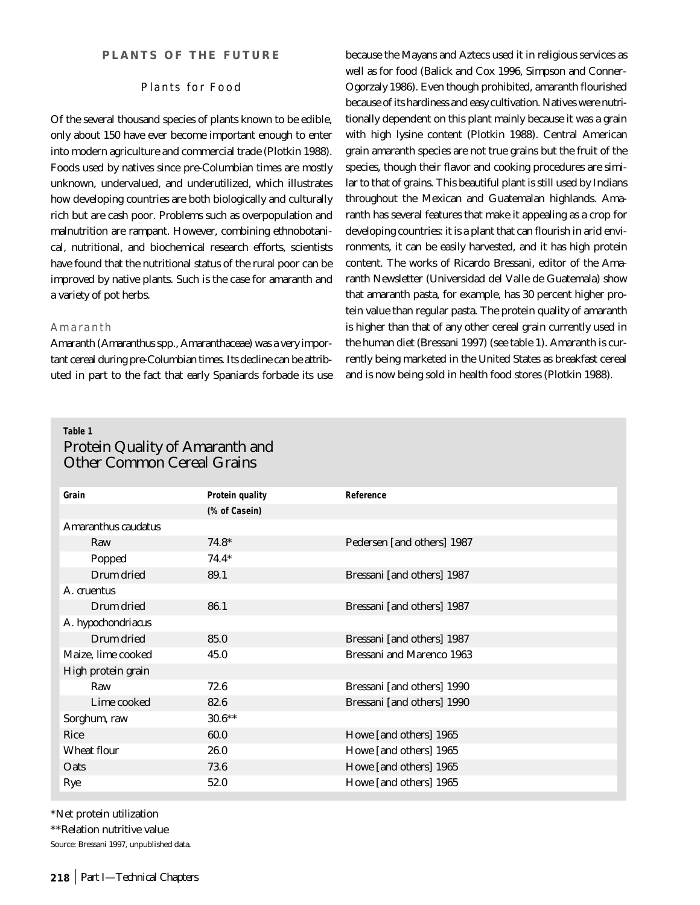## PLANTS OF THE FUTURE

### Plants for Food

Of the several thousand species of plants known to be edible, only about 150 have ever become important enough to enter into modern agriculture and commercial trade (Plotkin 1988). Foods used by natives since pre-Columbian times are mostly unknown, undervalued, and underutilized, which illustrates how developing countries are both biologically and culturally rich but are cash poor. Problems such as overpopulation and malnutrition are rampant. However, combining ethnobotanical, nutritional, and biochemical research efforts, scientists have found that the nutritional status of the rural poor can be improved by native plants. Such is the case for amaranth and a variety of pot herbs.

#### Amaranth

Amaranth (*Amaranthus* spp., Amaranthaceae) was a very important cereal during pre-Columbian times. Its decline can be attributed in part to the fact that early Spaniards forbade its use because the Mayans and Aztecs used it in religious services as well as for food (Balick and Cox 1996, Simpson and Conner-Ogorzaly 1986). Even though prohibited, amaranth flourished because of its hardiness and easy cultivation. Natives were nutritionally dependent on this plant mainly because it was a grain with high lysine content (Plotkin 1988). Central American grain amaranth species are not true grains but the fruit of the species, though their flavor and cooking procedures are similar to that of grains. This beautiful plant is still used by Indians throughout the Mexican and Guatemalan highlands. Amaranth has several features that make it appealing as a crop for developing countries: it is a plant that can flourish in arid environments, it can be easily harvested, and it has high protein content. The works of Ricardo Bressani, editor of the Amaranth Newsletter (Universidad del Valle de Guatemala) show that amaranth pasta, for example, has 30 percent higher protein value than regular pasta. The protein quality of amaranth is higher than that of any other cereal grain currently used in the human diet (Bressani 1997) (see table 1). Amaranth is currently being marketed in the United States as breakfast cereal and is now being sold in health food stores (Plotkin 1988).

**Table 1**
**Protein Quality of Amaranth and Other Common Cereal Grains**

| Grain | Protein quality (% of Casein) | Reference |
|---|---|---|
| *Amaranthus caudatus* | | |
| Raw | 74.8* | Pedersen [and others] 1987 |
| Popped | 74.4* | |
| Drum dried | 89.1 | Bressani [and others] 1987 |
| *A. cruentus* | | |
| Drum dried | 86.1 | Bressani [and others] 1987 |
| *A. hypochondriacus* | | |
| Drum dried | 85.0 | Bressani [and others] 1987 |
| Maize, lime cooked | 45.0 | Bressani and Marenco 1963 |
| High protein grain | | |
| Raw | 72.6 | Bressani [and others] 1990 |
| Lime cooked | 82.6 | Bressani [and others] 1990 |
| Sorghum, raw | 30.6** | |
| Rice | 60.0 | Howe [and others] 1965 |
| Wheat flour | 26.0 | Howe [and others] 1965 |
| Oats | 73.6 | Howe [and others] 1965 |
| Rye | 52.0 | Howe [and others] 1965 |

*Net protein utilization

**Relation nutritive value

Source: Bressani 1997, unpublished data.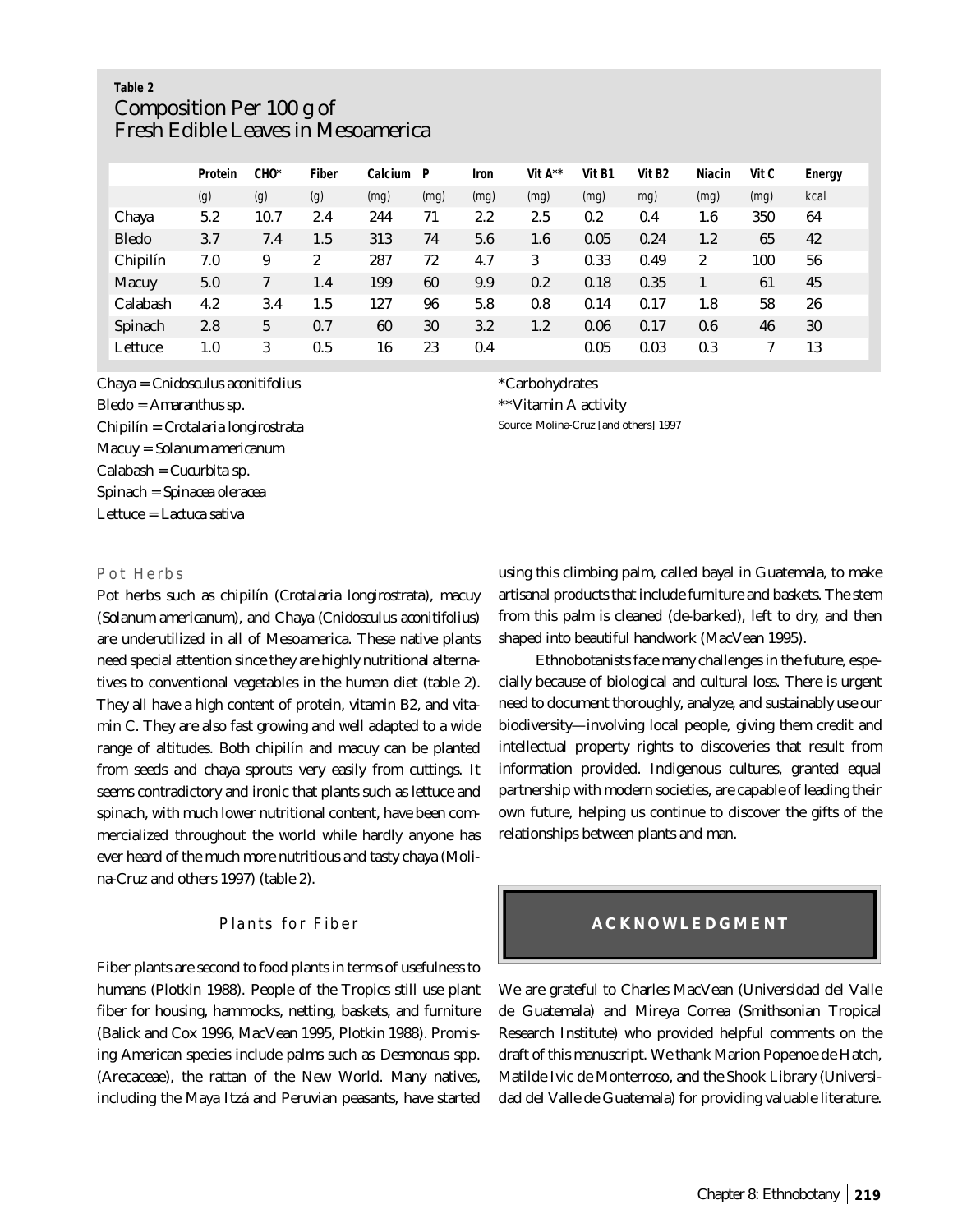**Table 2**

## Composition Per 100 g of Fresh Edible Leaves in Mesoamerica

| | Protein (g) | CHO* (g) | Fiber (g) | Calcium (mg) | P (mg) | Iron (mg) | Vit A** (mg) | Vit B1 (mg) | Vit B2 mg) | Niacin (mg) | Vit C (mg) | Energy kcal |
|---|---|---|---|---|---|---|---|---|---|---|---|---|
| Chaya | 5.2 | 10.7 | 2.4 | 244 | 71 | 2.2 | 2.5 | 0.2 | 0.4 | 1.6 | 350 | 64 |
| Bledo | 3.7 | 7.4 | 1.5 | 313 | 74 | 5.6 | 1.6 | 0.05 | 0.24 | 1.2 | 65 | 42 |
| Chipilín | 7.0 | 9 | 2 | 287 | 72 | 4.7 | 3 | 0.33 | 0.49 | 2 | 100 | 56 |
| Macuy | 5.0 | 7 | 1.4 | 199 | 60 | 9.9 | 0.2 | 0.18 | 0.35 | 1 | 61 | 45 |
| Calabash | 4.2 | 3.4 | 1.5 | 127 | 96 | 5.8 | 0.8 | 0.14 | 0.17 | 1.8 | 58 | 26 |
| Spinach | 2.8 | 5 | 0.7 | 60 | 30 | 3.2 | 1.2 | 0.06 | 0.17 | 0.6 | 46 | 30 |
| Lettuce | 1.0 | 3 | 0.5 | 16 | 23 | 0.4 | | 0.05 | 0.03 | 0.3 | 7 | 13 |

Chaya = *Cnidosculus aconitifolius*
Bledo = *Amaranthus* sp.
Chipilín = *Crotalaria longirostrata*
Macuy = *Solanum americanum*
Calabash = *Cucurbita* sp.
Spinach = *Spinacea oleracea*
Lettuce = *Lactuca sativa*

*Carbohydrates
**Vitamin A activity
Source: Molina-Cruz [and others] 1997

### Pot Herbs

Pot herbs such as chipilín (*Crotalaria longirostrata*), macuy (*Solanum americanum*), and Chaya (*Cnidosculus aconitifolius*) are underutilized in all of Mesoamerica. These native plants need special attention since they are highly nutritional alternatives to conventional vegetables in the human diet (table 2). They all have a high content of protein, vitamin B2, and vitamin C. They are also fast growing and well adapted to a wide range of altitudes. Both chipilín and macuy can be planted from seeds and chaya sprouts very easily from cuttings. It seems contradictory and ironic that plants such as lettuce and spinach, with much lower nutritional content, have been commercialized throughout the world while hardly anyone has ever heard of the much more nutritious and tasty chaya (Molina-Cruz and others 1997) (table 2).

### Plants for Fiber

Fiber plants are second to food plants in terms of usefulness to humans (Plotkin 1988). People of the Tropics still use plant fiber for housing, hammocks, netting, baskets, and furniture (Balick and Cox 1996, MacVean 1995, Plotkin 1988). Promising American species include palms such as *Desmoncus* spp. (Arecaceae), the rattan of the New World. Many natives, including the Maya Itzá and Peruvian peasants, have started using this climbing palm, called bayal in Guatemala, to make artisanal products that include furniture and baskets. The stem from this palm is cleaned (de-barked), left to dry, and then shaped into beautiful handwork (MacVean 1995).

Ethnobotanists face many challenges in the future, especially because of biological and cultural loss. There is urgent need to document thoroughly, analyze, and sustainably use our biodiversity—involving local people, giving them credit and intellectual property rights to discoveries that result from information provided. Indigenous cultures, granted equal partnership with modern societies, are capable of leading their own future, helping us continue to discover the gifts of the relationships between plants and man.

## ACKNOWLEDGMENT

We are grateful to Charles MacVean (Universidad del Valle de Guatemala) and Mireya Correa (Smithsonian Tropical Research Institute) who provided helpful comments on the draft of this manuscript. We thank Marion Popenoe de Hatch, Matilde Ivic de Monterroso, and the Shook Library (Universidad del Valle de Guatemala) for providing valuable literature.